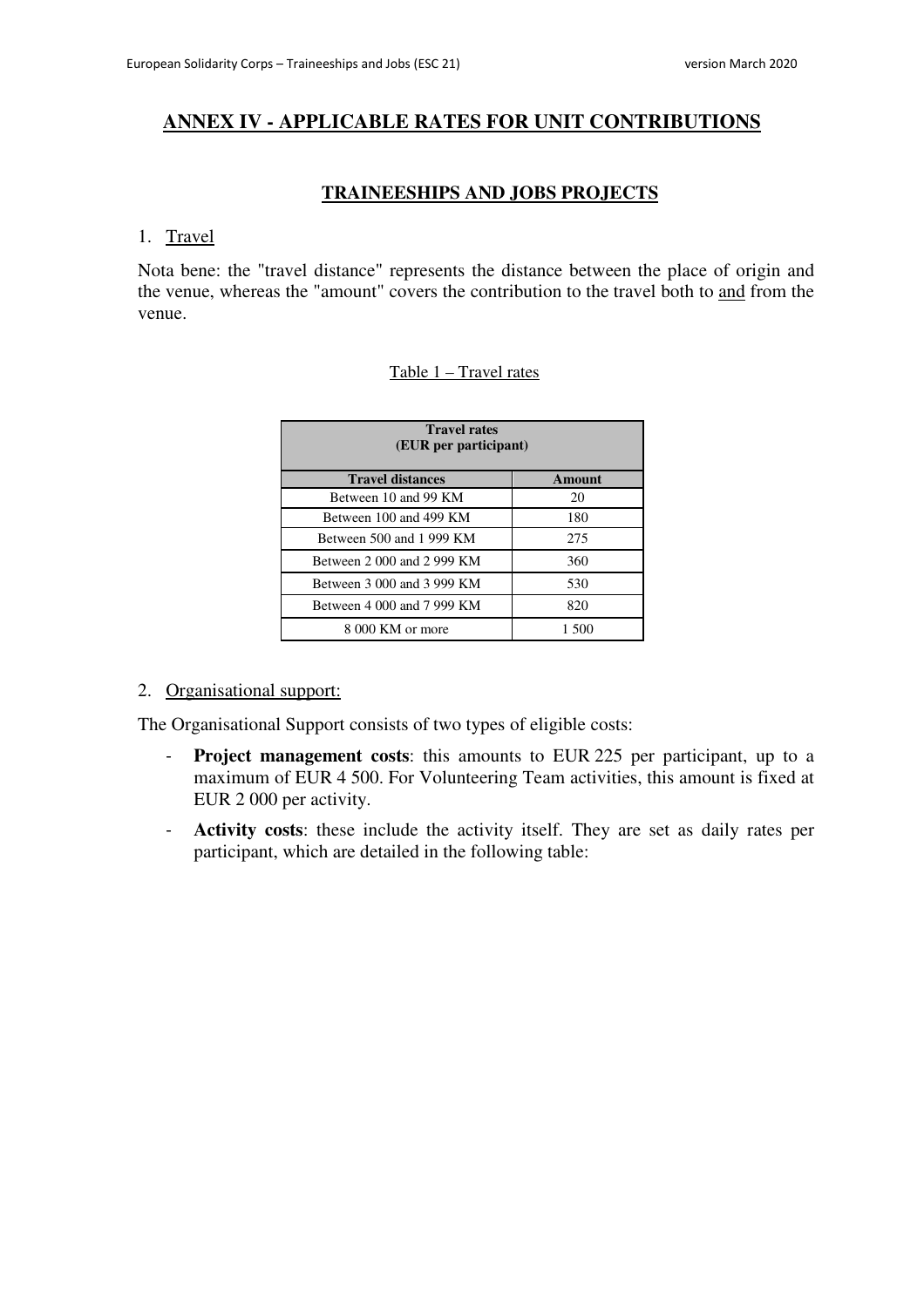# ANNEX IV - APPLICABLE RATES FOR UNIT CONTRIBUTIONS

## TRAINEESHIPS AND JOBS PROJECTS

1. Travel

Nota bene: the "travel distance" represents the distance between the place of origin and the venue, whereas the "amount" covers the contribution to the travel both to and from the venue.

Table 1 – Travel rates

| Travel rates (EUR per participant) | |
|---|---|
| **Travel distances** | **Amount** |
| Between 10 and 99 KM | 20 |
| Between 100 and 499 KM | 180 |
| Between 500 and 1 999 KM | 275 |
| Between 2 000 and 2 999 KM | 360 |
| Between 3 000 and 3 999 KM | 530 |
| Between 4 000 and 7 999 KM | 820 |
| 8 000 KM or more | 1 500 |

2. Organisational support:

The Organisational Support consists of two types of eligible costs:

- **Project management costs**: this amounts to EUR 225 per participant, up to a maximum of EUR 4 500. For Volunteering Team activities, this amount is fixed at EUR 2 000 per activity.
- **Activity costs**: these include the activity itself. They are set as daily rates per participant, which are detailed in the following table: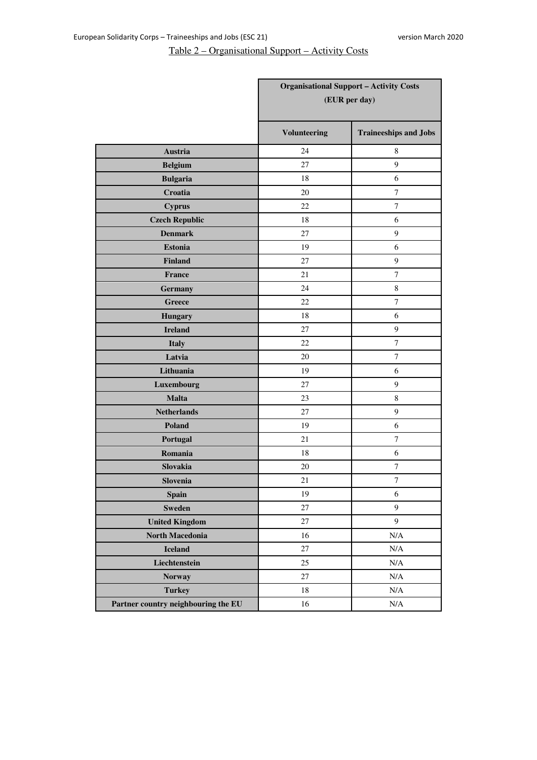Table 2 – Organisational Support – Activity Costs

| | Organisational Support – Activity Costs (EUR per day) | |
|---|---|---|
| | **Volunteering** | **Traineeships and Jobs** |
| **Austria** | 24 | 8 |
| **Belgium** | 27 | 9 |
| **Bulgaria** | 18 | 6 |
| **Croatia** | 20 | 7 |
| **Cyprus** | 22 | 7 |
| **Czech Republic** | 18 | 6 |
| **Denmark** | 27 | 9 |
| **Estonia** | 19 | 6 |
| **Finland** | 27 | 9 |
| **France** | 21 | 7 |
| **Germany** | 24 | 8 |
| **Greece** | 22 | 7 |
| **Hungary** | 18 | 6 |
| **Ireland** | 27 | 9 |
| **Italy** | 22 | 7 |
| **Latvia** | 20 | 7 |
| **Lithuania** | 19 | 6 |
| **Luxembourg** | 27 | 9 |
| **Malta** | 23 | 8 |
| **Netherlands** | 27 | 9 |
| **Poland** | 19 | 6 |
| **Portugal** | 21 | 7 |
| **Romania** | 18 | 6 |
| **Slovakia** | 20 | 7 |
| **Slovenia** | 21 | 7 |
| **Spain** | 19 | 6 |
| **Sweden** | 27 | 9 |
| **United Kingdom** | 27 | 9 |
| **North Macedonia** | 16 | N/A |
| **Iceland** | 27 | N/A |
| **Liechtenstein** | 25 | N/A |
| **Norway** | 27 | N/A |
| **Turkey** | 18 | N/A |
| **Partner country neighbouring the EU** | 16 | N/A |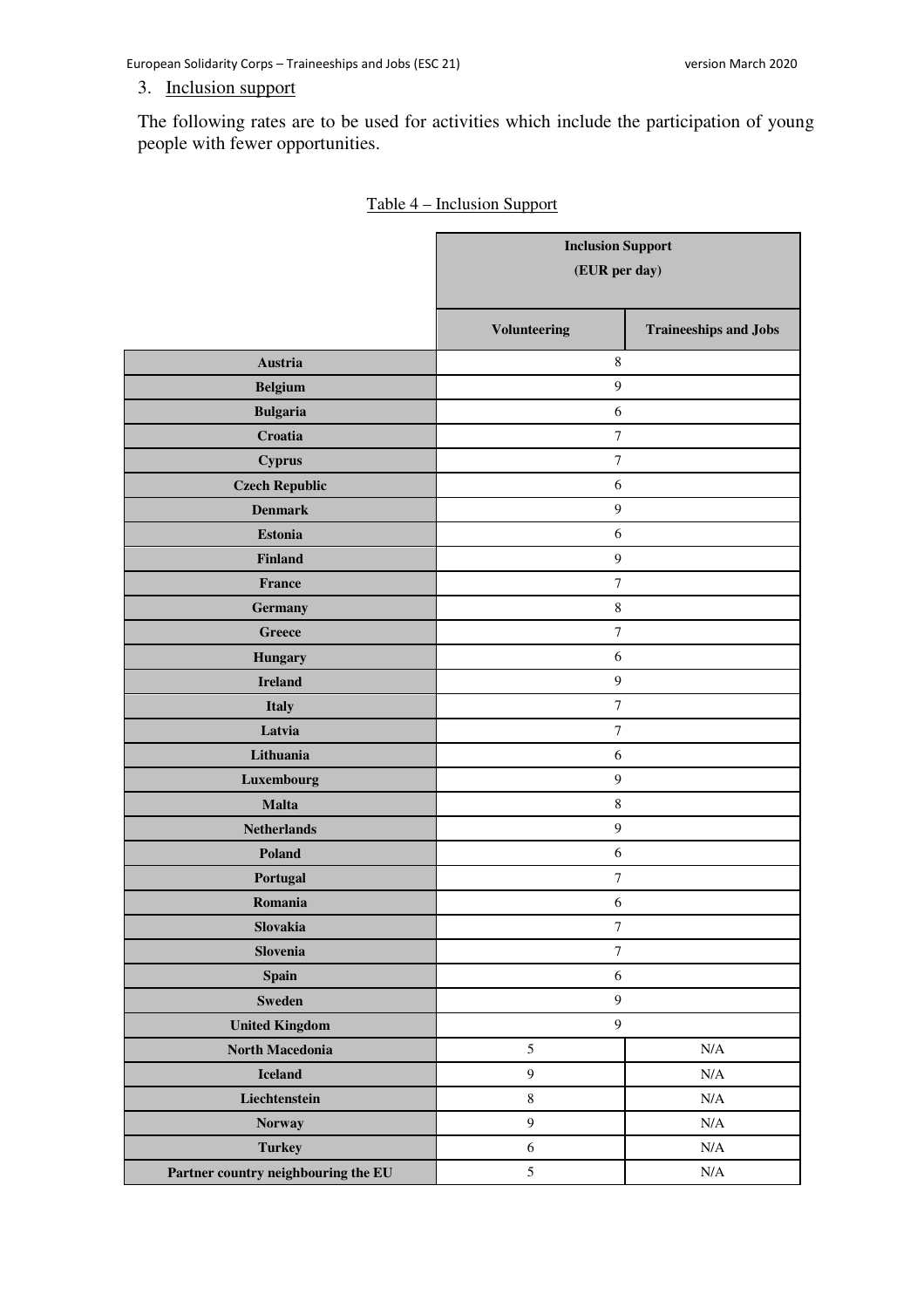3. Inclusion support

The following rates are to be used for activities which include the participation of young people with fewer opportunities.

Table 4 – Inclusion Support

| | Inclusion Support (EUR per day) | |
|---|---|---|
| | **Volunteering** | **Traineeships and Jobs** |
| **Austria** | 8 | |
| **Belgium** | 9 | |
| **Bulgaria** | 6 | |
| **Croatia** | 7 | |
| **Cyprus** | 7 | |
| **Czech Republic** | 6 | |
| **Denmark** | 9 | |
| **Estonia** | 6 | |
| **Finland** | 9 | |
| **France** | 7 | |
| **Germany** | 8 | |
| **Greece** | 7 | |
| **Hungary** | 6 | |
| **Ireland** | 9 | |
| **Italy** | 7 | |
| **Latvia** | 7 | |
| **Lithuania** | 6 | |
| **Luxembourg** | 9 | |
| **Malta** | 8 | |
| **Netherlands** | 9 | |
| **Poland** | 6 | |
| **Portugal** | 7 | |
| **Romania** | 6 | |
| **Slovakia** | 7 | |
| **Slovenia** | 7 | |
| **Spain** | 6 | |
| **Sweden** | 9 | |
| **United Kingdom** | 9 | |
| **North Macedonia** | 5 | N/A |
| **Iceland** | 9 | N/A |
| **Liechtenstein** | 8 | N/A |
| **Norway** | 9 | N/A |
| **Turkey** | 6 | N/A |
| **Partner country neighbouring the EU** | 5 | N/A |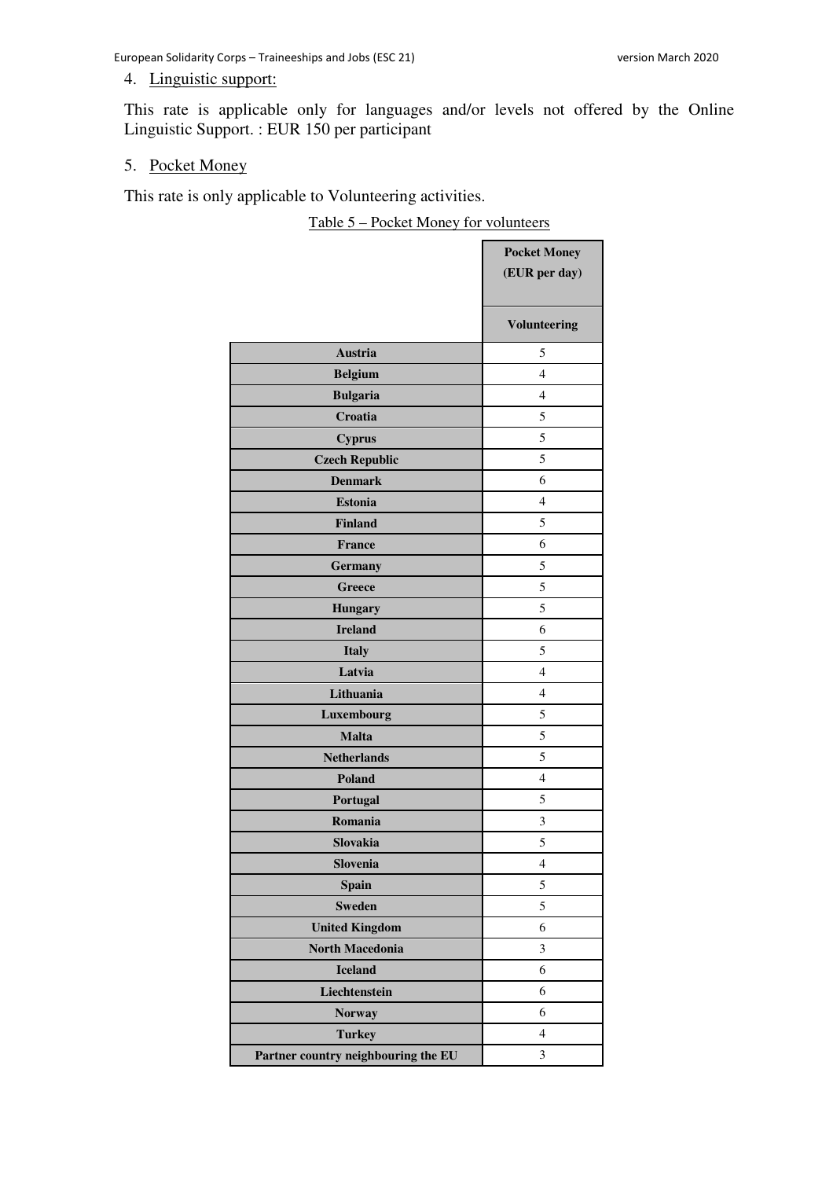4. Linguistic support:

This rate is applicable only for languages and/or levels not offered by the Online Linguistic Support. : EUR 150 per participant

5. Pocket Money

This rate is only applicable to Volunteering activities.

Table 5 – Pocket Money for volunteers

| | **Pocket Money (EUR per day)** |
|---|---|
| | **Volunteering** |
| **Austria** | 5 |
| **Belgium** | 4 |
| **Bulgaria** | 4 |
| **Croatia** | 5 |
| **Cyprus** | 5 |
| **Czech Republic** | 5 |
| **Denmark** | 6 |
| **Estonia** | 4 |
| **Finland** | 5 |
| **France** | 6 |
| **Germany** | 5 |
| **Greece** | 5 |
| **Hungary** | 5 |
| **Ireland** | 6 |
| **Italy** | 5 |
| **Latvia** | 4 |
| **Lithuania** | 4 |
| **Luxembourg** | 5 |
| **Malta** | 5 |
| **Netherlands** | 5 |
| **Poland** | 4 |
| **Portugal** | 5 |
| **Romania** | 3 |
| **Slovakia** | 5 |
| **Slovenia** | 4 |
| **Spain** | 5 |
| **Sweden** | 5 |
| **United Kingdom** | 6 |
| **North Macedonia** | 3 |
| **Iceland** | 6 |
| **Liechtenstein** | 6 |
| **Norway** | 6 |
| **Turkey** | 4 |
| **Partner country neighbouring the EU** | 3 |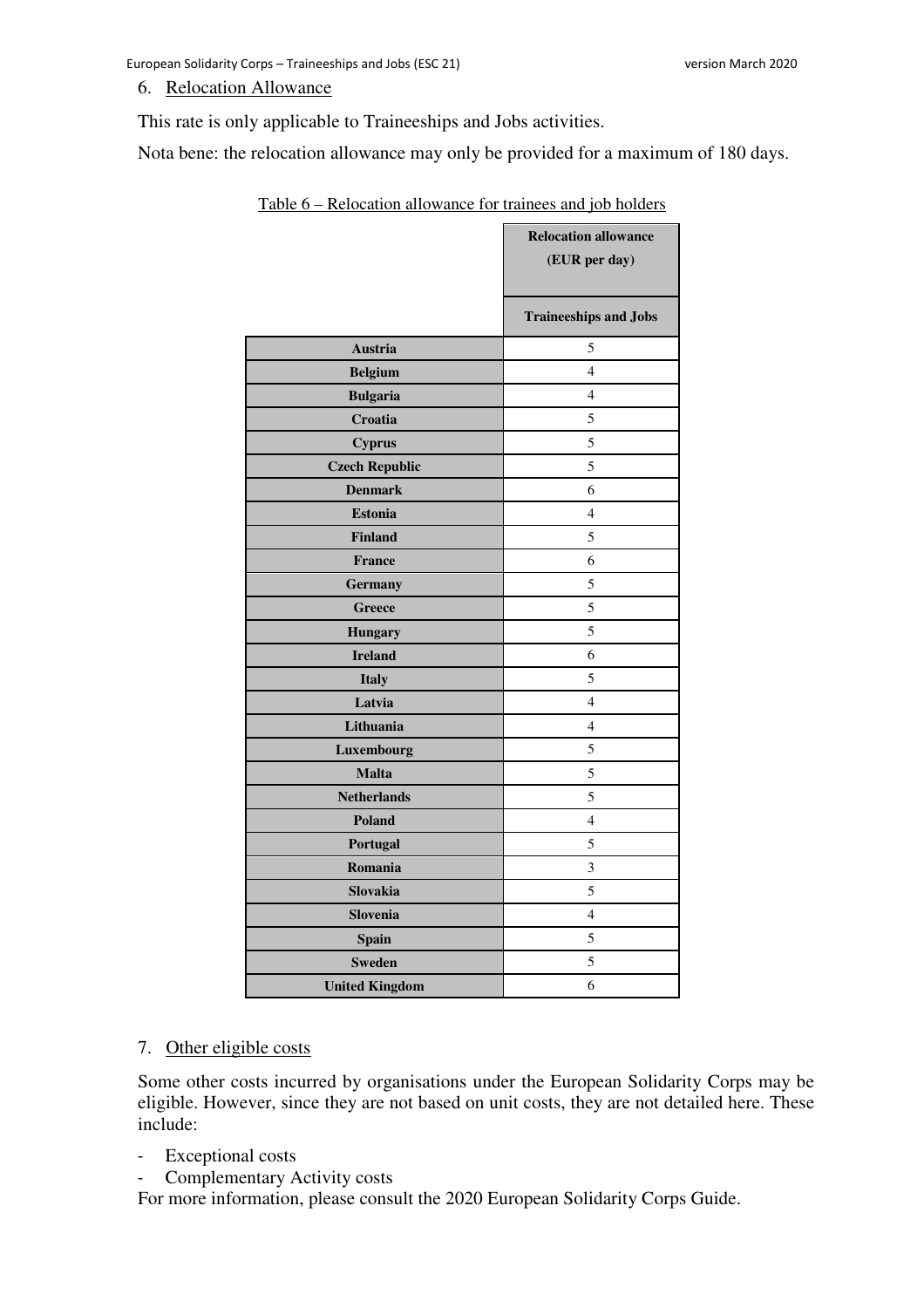## 6. Relocation Allowance

This rate is only applicable to Traineeships and Jobs activities.

Nota bene: the relocation allowance may only be provided for a maximum of 180 days.

Table 6 – Relocation allowance for trainees and job holders

| | Relocation allowance (EUR per day) |
|---|---|
| | Traineeships and Jobs |
| **Austria** | 5 |
| **Belgium** | 4 |
| **Bulgaria** | 4 |
| **Croatia** | 5 |
| **Cyprus** | 5 |
| **Czech Republic** | 5 |
| **Denmark** | 6 |
| **Estonia** | 4 |
| **Finland** | 5 |
| **France** | 6 |
| **Germany** | 5 |
| **Greece** | 5 |
| **Hungary** | 5 |
| **Ireland** | 6 |
| **Italy** | 5 |
| **Latvia** | 4 |
| **Lithuania** | 4 |
| **Luxembourg** | 5 |
| **Malta** | 5 |
| **Netherlands** | 5 |
| **Poland** | 4 |
| **Portugal** | 5 |
| **Romania** | 3 |
| **Slovakia** | 5 |
| **Slovenia** | 4 |
| **Spain** | 5 |
| **Sweden** | 5 |
| **United Kingdom** | 6 |

## 7. Other eligible costs

Some other costs incurred by organisations under the European Solidarity Corps may be eligible. However, since they are not based on unit costs, they are not detailed here. These include:

- Exceptional costs
- Complementary Activity costs

For more information, please consult the 2020 European Solidarity Corps Guide.